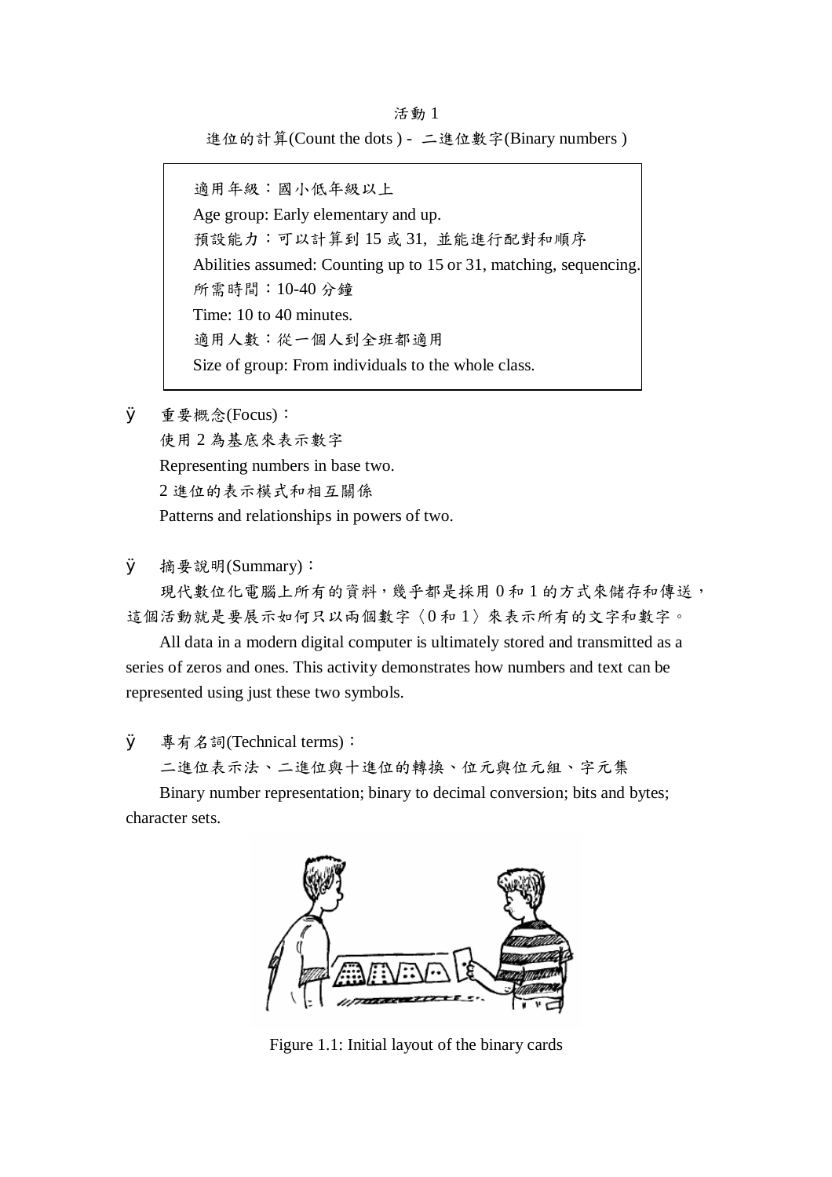# 活動 1

## 進位的計算(Count the dots ) - 二進位數字(Binary numbers )

> 適用年級：國小低年級以上
> Age group: Early elementary and up.
> 預設能力：可以計算到 15 或 31, 並能進行配對和順序
> Abilities assumed: Counting up to 15 or 31, matching, sequencing.
> 所需時間：10-40 分鐘
> Time: 10 to 40 minutes.
> 適用人數：從一個人到全班都適用
> Size of group: From individuals to the whole class.

- 重要概念(Focus)：

  使用 2 為基底來表示數字

  Representing numbers in base two.

  2 進位的表示模式和相互關係

  Patterns and relationships in powers of two.

- 摘要說明(Summary)：

  現代數位化電腦上所有的資料，幾乎都是採用 0 和 1 的方式來儲存和傳送，這個活動就是要展示如何只以兩個數字〈0 和 1〉來表示所有的文字和數字。

  All data in a modern digital computer is ultimately stored and transmitted as a series of zeros and ones. This activity demonstrates how numbers and text can be represented using just these two symbols.

- 專有名詞(Technical terms)：

  二進位表示法、二進位與十進位的轉換、位元與位元組、字元集

  Binary number representation; binary to decimal conversion; bits and bytes; character sets.

Figure 1.1: Initial layout of the binary cards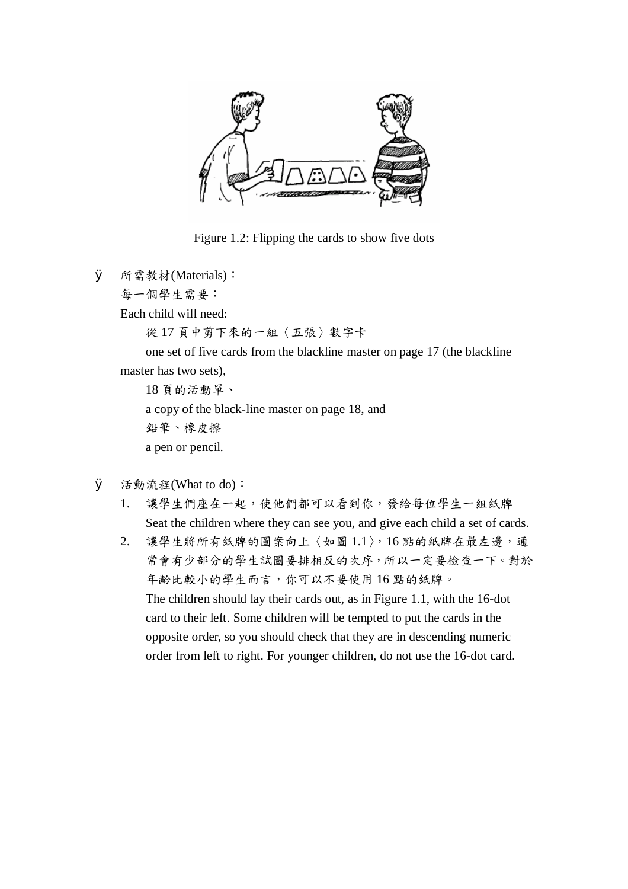Figure 1.2: Flipping the cards to show five dots

- 所需教材(Materials)：

  每一個學生需要：

  Each child will need:

  從 17 頁中剪下來的一組〈五張〉數字卡

  one set of five cards from the blackline master on page 17 (the blackline master has two sets),

  18 頁的活動單、

  a copy of the black-line master on page 18, and

  鉛筆、橡皮擦

  a pen or pencil.

- 活動流程(What to do)：

  1. 讓學生們座在一起，使他們都可以看到你，發給每位學生一組紙牌
     Seat the children where they can see you, and give each child a set of cards.
  2. 讓學生將所有紙牌的圖案向上〈如圖 1.1〉，16 點的紙牌在最左邊，通常會有少部分的學生試圖要排相反的次序，所以一定要檢查一下。對於年齡比較小的學生而言，你可以不要使用 16 點的紙牌。
     The children should lay their cards out, as in Figure 1.1, with the 16-dot card to their left. Some children will be tempted to put the cards in the opposite order, so you should check that they are in descending numeric order from left to right. For younger children, do not use the 16-dot card.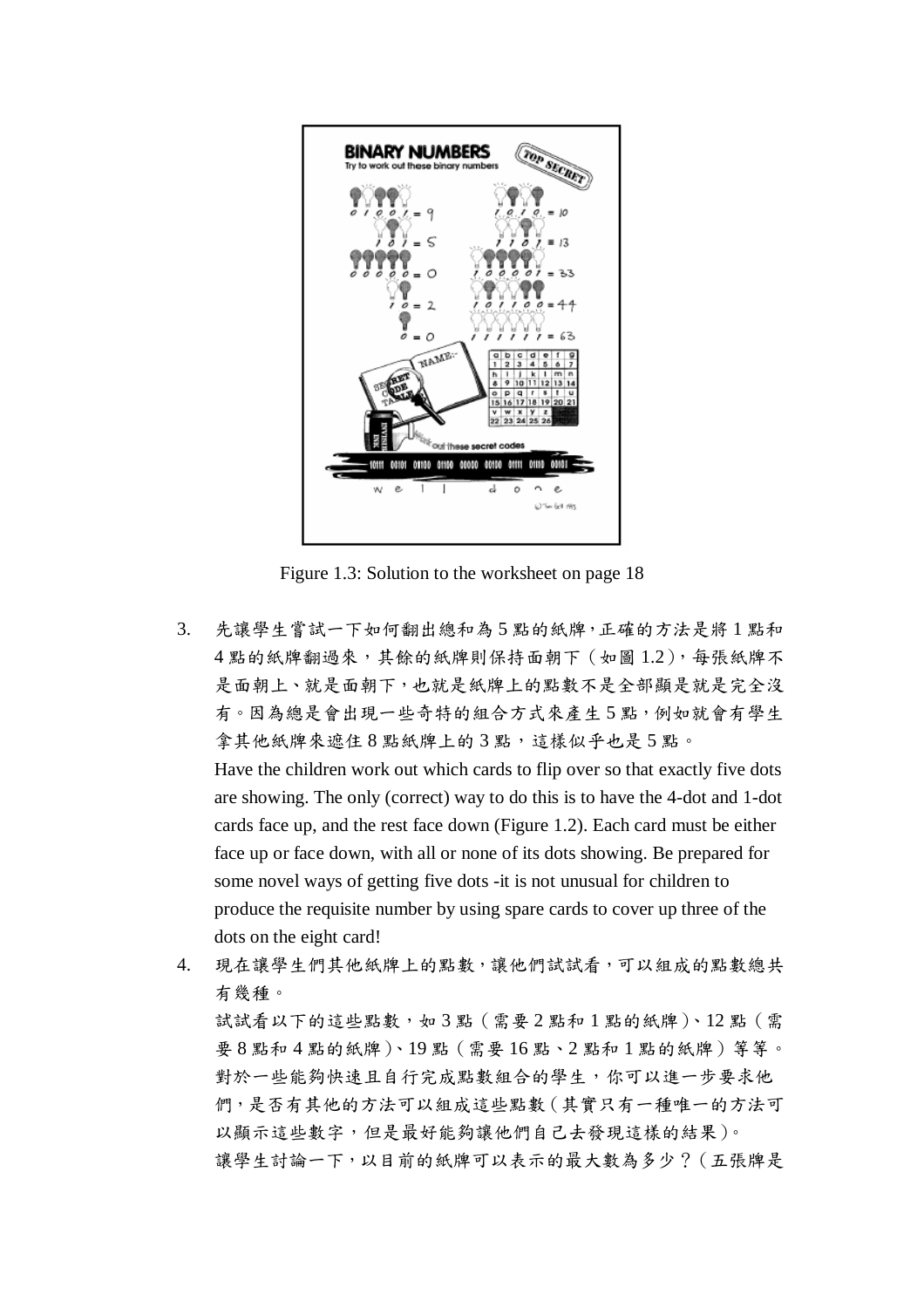Figure 1.3: Solution to the worksheet on page 18

3. 先讓學生嘗試一下如何翻出總和為 5 點的紙牌，正確的方法是將 1 點和 4 點的紙牌翻過來，其餘的紙牌則保持面朝下（如圖 1.2），每張紙牌不是面朝上、就是面朝下，也就是紙牌上的點數不是全部顯是就是完全沒有。因為總是會出現一些奇特的組合方式來產生 5 點，例如就會有學生拿其他紙牌來遮住 8 點紙牌上的 3 點，這樣似乎也是 5 點。

   Have the children work out which cards to flip over so that exactly five dots are showing. The only (correct) way to do this is to have the 4-dot and 1-dot cards face up, and the rest face down (Figure 1.2). Each card must be either face up or face down, with all or none of its dots showing. Be prepared for some novel ways of getting five dots -it is not unusual for children to produce the requisite number by using spare cards to cover up three of the dots on the eight card!

4. 現在讓學生們其他紙牌上的點數，讓他們試試看，可以組成的點數總共有幾種。

   試試看以下的這些點數，如 3 點（需要 2 點和 1 點的紙牌）、12 點（需要 8 點和 4 點的紙牌）、19 點（需要 16 點、2 點和 1 點的紙牌）等等。對於一些能夠快速且自行完成點數組合的學生，你可以進一步要求他們，是否有其他的方法可以組成這些點數（其實只有一種唯一的方法可以顯示這些數字，但是最好能夠讓他們自己去發現這樣的結果）。

   讓學生討論一下，以目前的紙牌可以表示的最大數為多少？（五張牌是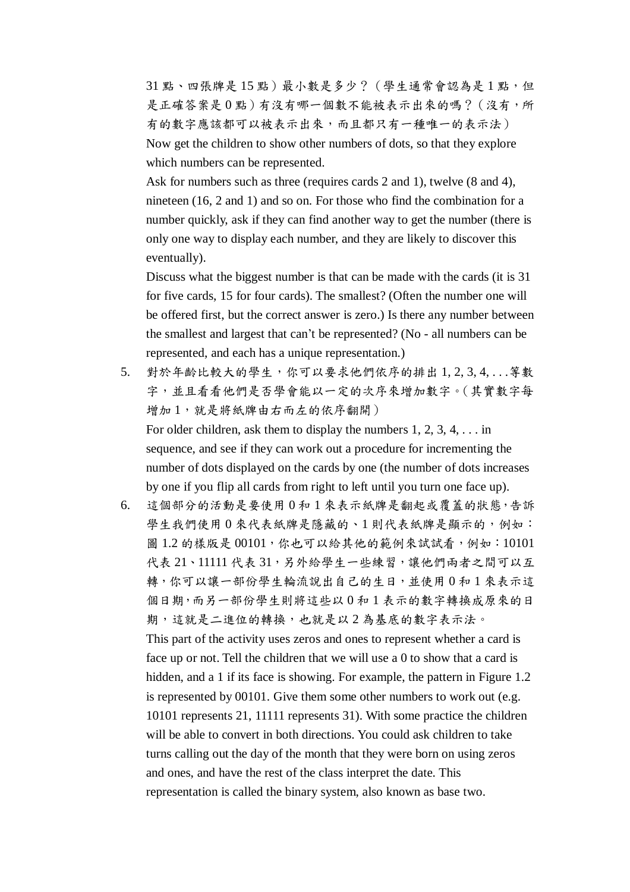31 點、四張牌是 15 點）最小數是多少？（學生通常會認為是 1 點，但是正確答案是 0 點）有沒有哪一個數不能被表示出來的嗎？（沒有，所有的數字應該都可以被表示出來，而且都只有一種唯一的表示法）

Now get the children to show other numbers of dots, so that they explore which numbers can be represented.

Ask for numbers such as three (requires cards 2 and 1), twelve (8 and 4), nineteen (16, 2 and 1) and so on. For those who find the combination for a number quickly, ask if they can find another way to get the number (there is only one way to display each number, and they are likely to discover this eventually).

Discuss what the biggest number is that can be made with the cards (it is 31 for five cards, 15 for four cards). The smallest? (Often the number one will be offered first, but the correct answer is zero.) Is there any number between the smallest and largest that can't be represented? (No - all numbers can be represented, and each has a unique representation.)

5. 對於年齡比較大的學生，你可以要求他們依序的排出 1, 2, 3, 4, . . .等數字，並且看看他們是否學會能以一定的次序來增加數字。（其實數字每增加 1，就是將紙牌由右而左的依序翻開）

   For older children, ask them to display the numbers 1, 2, 3, 4, . . . in sequence, and see if they can work out a procedure for incrementing the number of dots displayed on the cards by one (the number of dots increases by one if you flip all cards from right to left until you turn one face up).

6. 這個部分的活動是要使用 0 和 1 來表示紙牌是翻起或覆蓋的狀態，告訴學生我們使用 0 來代表紙牌是隱藏的、1 則代表紙牌是顯示的，例如：圖 1.2 的樣版是 00101，你也可以給其他的範例來試試看，例如：10101 代表 21、11111 代表 31，另外給學生一些練習，讓他們兩者之間可以互轉，你可以讓一部份學生輪流說出自己的生日，並使用 0 和 1 來表示這個日期，而另一部份學生則將這些以 0 和 1 表示的數字轉換成原來的日期，這就是二進位的轉換，也就是以 2 為基底的數字表示法。

   This part of the activity uses zeros and ones to represent whether a card is face up or not. Tell the children that we will use a 0 to show that a card is hidden, and a 1 if its face is showing. For example, the pattern in Figure 1.2 is represented by 00101. Give them some other numbers to work out (e.g. 10101 represents 21, 11111 represents 31). With some practice the children will be able to convert in both directions. You could ask children to take turns calling out the day of the month that they were born on using zeros and ones, and have the rest of the class interpret the date. This representation is called the binary system, also known as base two.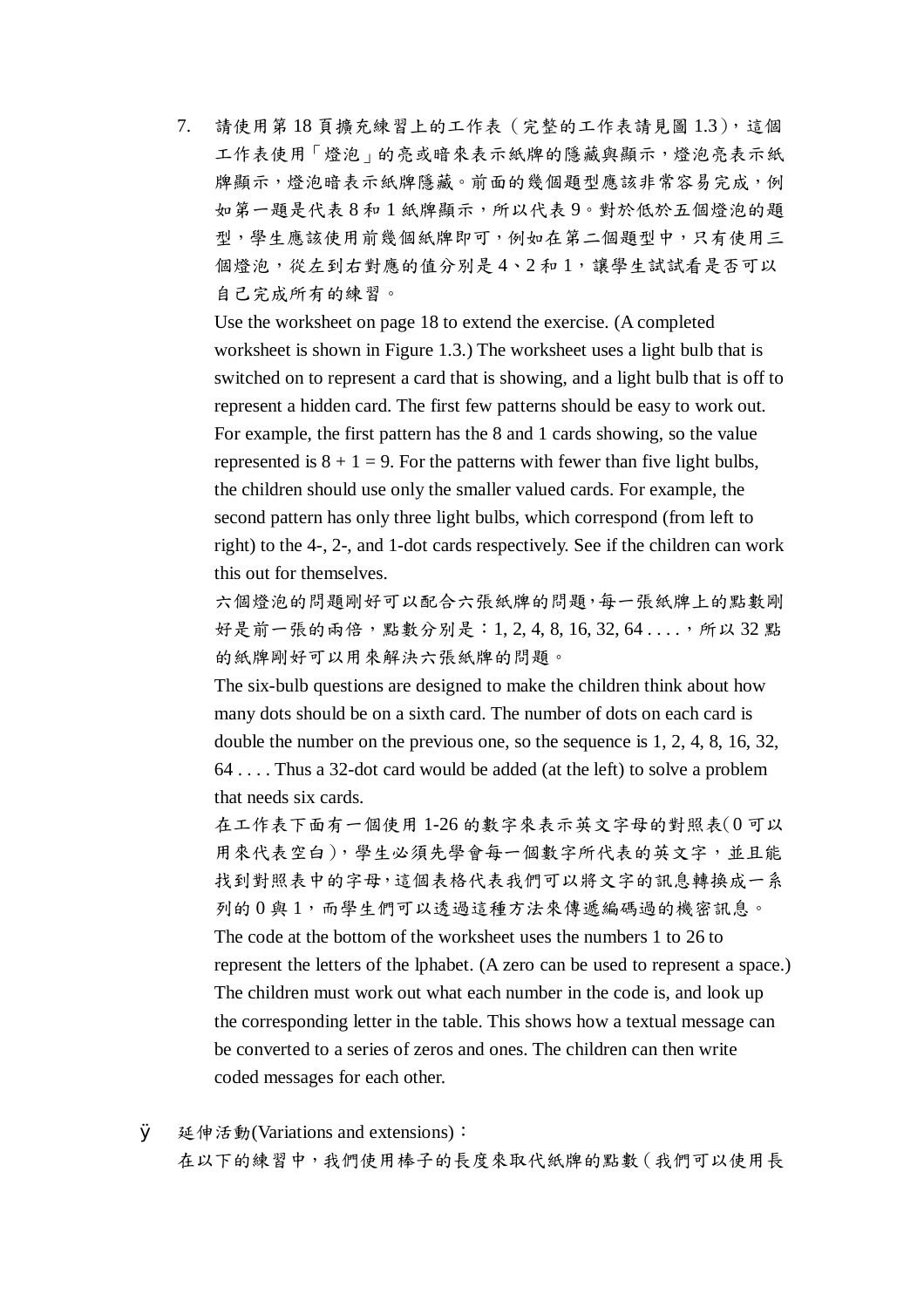7. 請使用第 18 頁擴充練習上的工作表（完整的工作表請見圖 1.3），這個工作表使用「燈泡」的亮或暗來表示紙牌的隱藏與顯示，燈泡亮表示紙牌顯示，燈泡暗表示紙牌隱藏。前面的幾個題型應該非常容易完成，例如第一題是代表 8 和 1 紙牌顯示，所以代表 9。對於低於五個燈泡的題型，學生應該使用前幾個紙牌即可，例如在第二個題型中，只有使用三個燈泡，從左到右對應的值分別是 4、2 和 1，讓學生試試看是否可以自己完成所有的練習。

   Use the worksheet on page 18 to extend the exercise. (A completed worksheet is shown in Figure 1.3.) The worksheet uses a light bulb that is switched on to represent a card that is showing, and a light bulb that is off to represent a hidden card. The first few patterns should be easy to work out. For example, the first pattern has the 8 and 1 cards showing, so the value represented is $8 + 1 = 9$. For the patterns with fewer than five light bulbs, the children should use only the smaller valued cards. For example, the second pattern has only three light bulbs, which correspond (from left to right) to the 4-, 2-, and 1-dot cards respectively. See if the children can work this out for themselves.

   六個燈泡的問題剛好可以配合六張紙牌的問題，每一張紙牌上的點數剛好是前一張的兩倍，點數分別是：1, 2, 4, 8, 16, 32, 64 . . . .，所以 32 點的紙牌剛好可以用來解決六張紙牌的問題。

   The six-bulb questions are designed to make the children think about how many dots should be on a sixth card. The number of dots on each card is double the number on the previous one, so the sequence is 1, 2, 4, 8, 16, 32, 64 . . . . Thus a 32-dot card would be added (at the left) to solve a problem that needs six cards.

   在工作表下面有一個使用 1-26 的數字來表示英文字母的對照表(0 可以用來代表空白)，學生必須先學會每一個數字所代表的英文字，並且能找到對照表中的字母，這個表格代表我們可以將文字的訊息轉換成一系列的 0 與 1，而學生們可以透過這種方法來傳遞編碼過的機密訊息。

   The code at the bottom of the worksheet uses the numbers 1 to 26 to represent the letters of the lphabet. (A zero can be used to represent a space.) The children must work out what each number in the code is, and look up the corresponding letter in the table. This shows how a textual message can be converted to a series of zeros and ones. The children can then write coded messages for each other.

- 延伸活動(Variations and extensions)：

  在以下的練習中，我們使用棒子的長度來取代紙牌的點數（我們可以使用長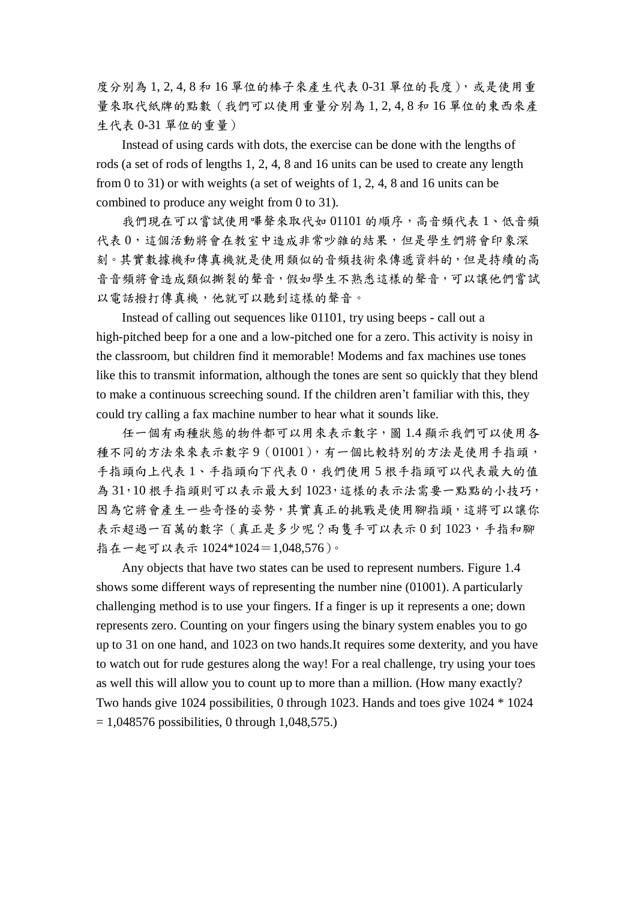度分別為 1, 2, 4, 8 和 16 單位的棒子來產生代表 0-31 單位的長度），或是使用重量來取代紙牌的點數（我們可以使用重量分別為 1, 2, 4, 8 和 16 單位的東西來產生代表 0-31 單位的重量）

Instead of using cards with dots, the exercise can be done with the lengths of rods (a set of rods of lengths 1, 2, 4, 8 and 16 units can be used to create any length from 0 to 31) or with weights (a set of weights of 1, 2, 4, 8 and 16 units can be combined to produce any weight from 0 to 31).

我們現在可以嘗試使用嗶聲來取代如 01101 的順序，高音頻代表 1、低音頻代表 0，這個活動將會在教室中造成非常吵雜的結果，但是學生們將會印象深刻。其實數據機和傳真機就是使用類似的音頻技術來傳遞資料的，但是持續的高音音頻將會造成類似撕裂的聲音，假如學生不熟悉這樣的聲音，可以讓他們嘗試以電話撥打傳真機，他就可以聽到這樣的聲音。

Instead of calling out sequences like 01101, try using beeps - call out a high-pitched beep for a one and a low-pitched one for a zero. This activity is noisy in the classroom, but children find it memorable! Modems and fax machines use tones like this to transmit information, although the tones are sent so quickly that they blend to make a continuous screeching sound. If the children aren't familiar with this, they could try calling a fax machine number to hear what it sounds like.

任一個有兩種狀態的物件都可以用來表示數字，圖 1.4 顯示我們可以使用各種不同的方法來來表示數字 9（01001），有一個比較特別的方法是使用手指頭，手指頭向上代表 1、手指頭向下代表 0，我們使用 5 根手指頭可以代表最大的值為 31，10 根手指頭則可以表示最大到 1023，這樣的表示法需要一點點的小技巧，因為它將會產生一些奇怪的姿勢，其實真正的挑戰是使用腳指頭，這將可以讓你表示超過一百萬的數字（真正是多少呢？兩隻手可以表示 0 到 1023，手指和腳指在一起可以表示 1024*1024＝1,048,576）。

Any objects that have two states can be used to represent numbers. Figure 1.4 shows some different ways of representing the number nine (01001). A particularly challenging method is to use your fingers. If a finger is up it represents a one; down represents zero. Counting on your fingers using the binary system enables you to go up to 31 on one hand, and 1023 on two hands.It requires some dexterity, and you have to watch out for rude gestures along the way! For a real challenge, try using your toes as well this will allow you to count up to more than a million. (How many exactly? Two hands give 1024 possibilities, 0 through 1023. Hands and toes give 1024 * 1024 = 1,048576 possibilities, 0 through 1,048,575.)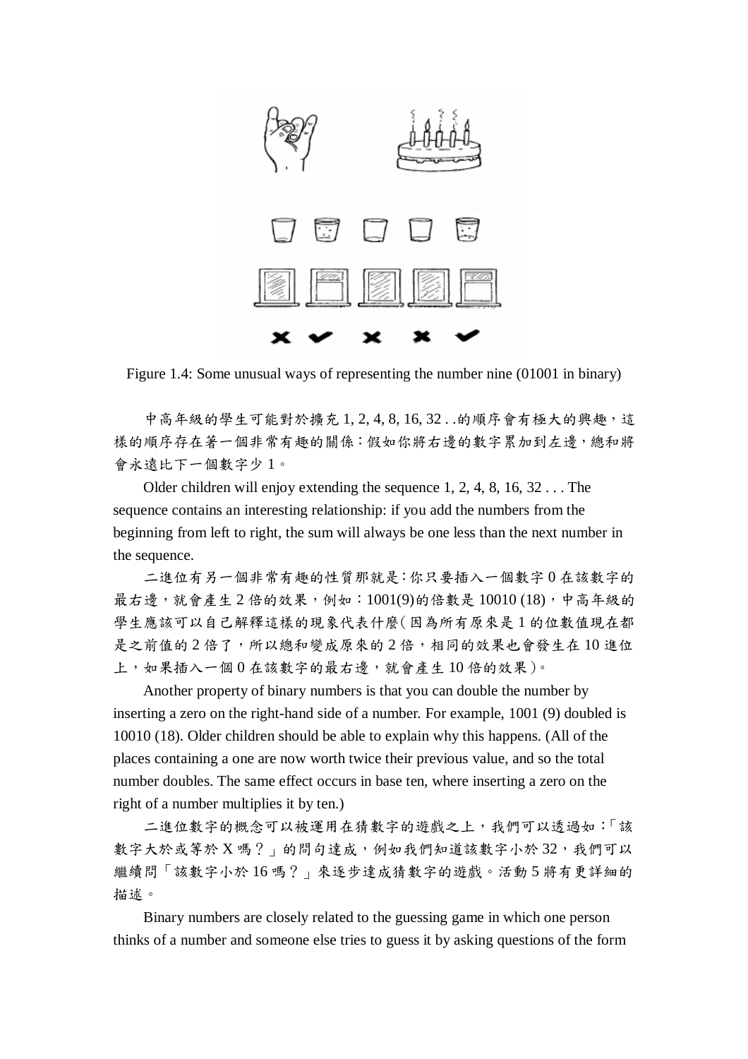Figure 1.4: Some unusual ways of representing the number nine (01001 in binary)

中高年級的學生可能對於擴充 1, 2, 4, 8, 16, 32 . .的順序會有極大的興趣，這樣的順序存在著一個非常有趣的關係：假如你將右邊的數字累加到左邊，總和將會永遠比下一個數字少 1。

Older children will enjoy extending the sequence 1, 2, 4, 8, 16, 32 . . . The sequence contains an interesting relationship: if you add the numbers from the beginning from left to right, the sum will always be one less than the next number in the sequence.

二進位有另一個非常有趣的性質那就是：你只要插入一個數字 0 在該數字的最右邊，就會產生 2 倍的效果，例如：1001(9)的倍數是 10010 (18)，中高年級的學生應該可以自己解釋這樣的現象代表什麼（因為所有原來是 1 的位數值現在都是之前值的 2 倍了，所以總和變成原來的 2 倍，相同的效果也會發生在 10 進位上，如果插入一個 0 在該數字的最右邊，就會產生 10 倍的效果）。

Another property of binary numbers is that you can double the number by inserting a zero on the right-hand side of a number. For example, 1001 (9) doubled is 10010 (18). Older children should be able to explain why this happens. (All of the places containing a one are now worth twice their previous value, and so the total number doubles. The same effect occurs in base ten, where inserting a zero on the right of a number multiplies it by ten.)

二進位數字的概念可以被運用在猜數字的遊戲之上，我們可以透過如：「該數字大於或等於 X 嗎？」的問句達成，例如我們知道該數字小於 32，我們可以繼續問「該數字小於 16 嗎？」來逐步達成猜數字的遊戲。活動 5 將有更詳細的描述。

Binary numbers are closely related to the guessing game in which one person thinks of a number and someone else tries to guess it by asking questions of the form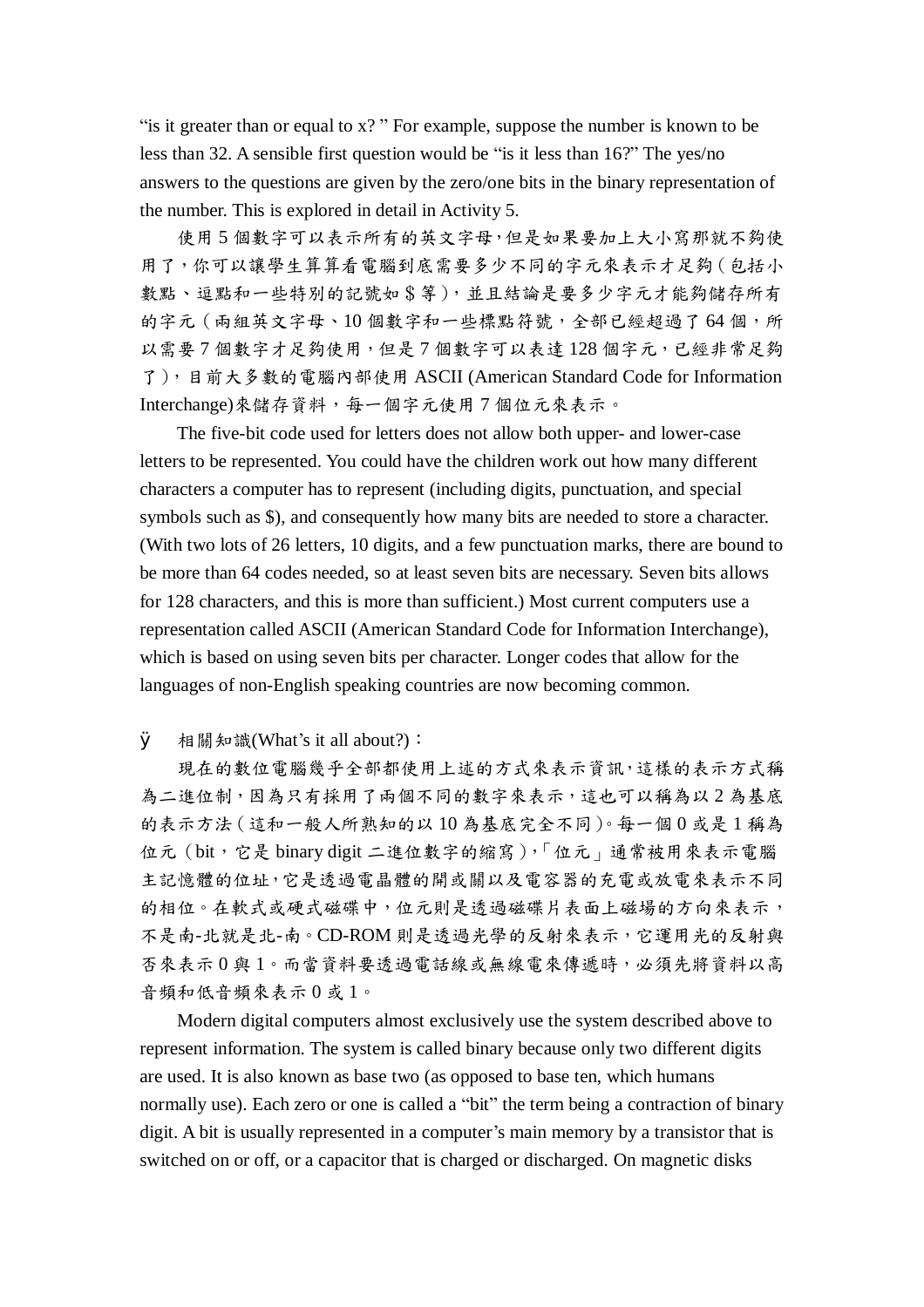"is it greater than or equal to x? " For example, suppose the number is known to be less than 32. A sensible first question would be "is it less than 16?" The yes/no answers to the questions are given by the zero/one bits in the binary representation of the number. This is explored in detail in Activity 5.

使用 5 個數字可以表示所有的英文字母，但是如果要加上大小寫那就不夠使用了，你可以讓學生算算看電腦到底需要多少不同的字元來表示才足夠（包括小數點、逗點和一些特別的記號如＄等），並且結論是要多少字元才能夠儲存所有的字元（兩組英文字母、10 個數字和一些標點符號，全部已經超過了 64 個，所以需要 7 個數字才足夠使用，但是 7 個數字可以表達 128 個字元，已經非常足夠了），目前大多數的電腦內部使用 ASCII (American Standard Code for Information Interchange)來儲存資料，每一個字元使用 7 個位元來表示。

The five-bit code used for letters does not allow both upper- and lower-case letters to be represented. You could have the children work out how many different characters a computer has to represent (including digits, punctuation, and special symbols such as $), and consequently how many bits are needed to store a character. (With two lots of 26 letters, 10 digits, and a few punctuation marks, there are bound to be more than 64 codes needed, so at least seven bits are necessary. Seven bits allows for 128 characters, and this is more than sufficient.) Most current computers use a representation called ASCII (American Standard Code for Information Interchange), which is based on using seven bits per character. Longer codes that allow for the languages of non-English speaking countries are now becoming common.

Ø 相關知識(What's it all about?)：

現在的數位電腦幾乎全部都使用上述的方式來表示資訊，這樣的表示方式稱為二進位制，因為只有採用了兩個不同的數字來表示，這也可以稱為以 2 為基底的表示方法（這和一般人所熟知的以 10 為基底完全不同）。每一個 0 或是 1 稱為位元（bit，它是 binary digit 二進位數字的縮寫），「位元」通常被用來表示電腦主記憶體的位址，它是透過電晶體的開或關以及電容器的充電或放電來表示不同的相位。在軟式或硬式磁碟中，位元則是透過磁碟片表面上磁場的方向來表示，不是南-北就是北-南。CD-ROM 則是透過光學的反射來表示，它運用光的反射與否來表示 0 與 1。而當資料要透過電話線或無線電來傳遞時，必須先將資料以高音頻和低音頻來表示 0 或 1。

Modern digital computers almost exclusively use the system described above to represent information. The system is called binary because only two different digits are used. It is also known as base two (as opposed to base ten, which humans normally use). Each zero or one is called a "bit" the term being a contraction of binary digit. A bit is usually represented in a computer's main memory by a transistor that is switched on or off, or a capacitor that is charged or discharged. On magnetic disks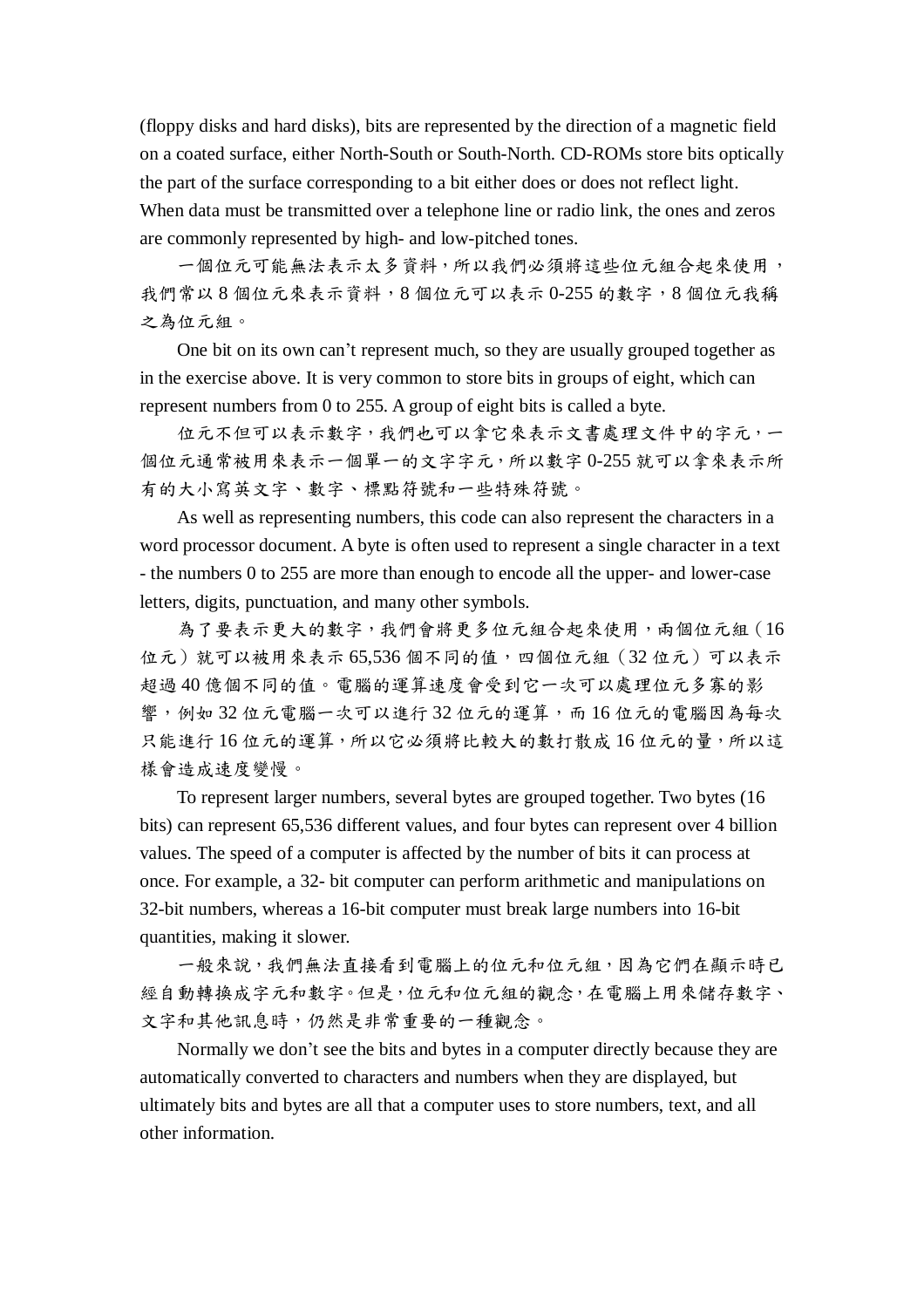(floppy disks and hard disks), bits are represented by the direction of a magnetic field on a coated surface, either North-South or South-North. CD-ROMs store bits optically the part of the surface corresponding to a bit either does or does not reflect light. When data must be transmitted over a telephone line or radio link, the ones and zeros are commonly represented by high- and low-pitched tones.

一個位元可能無法表示太多資料，所以我們必須將這些位元組合起來使用，我們常以 8 個位元來表示資料，8 個位元可以表示 0-255 的數字，8 個位元我稱之為位元組。

One bit on its own can’t represent much, so they are usually grouped together as in the exercise above. It is very common to store bits in groups of eight, which can represent numbers from 0 to 255. A group of eight bits is called a byte.

位元不但可以表示數字，我們也可以拿它來表示文書處理文件中的字元，一個位元通常被用來表示一個單一的文字字元，所以數字 0-255 就可以拿來表示所有的大小寫英文字、數字、標點符號和一些特殊符號。

As well as representing numbers, this code can also represent the characters in a word processor document. A byte is often used to represent a single character in a text - the numbers 0 to 255 are more than enough to encode all the upper- and lower-case letters, digits, punctuation, and many other symbols.

為了要表示更大的數字，我們會將更多位元組合起來使用，兩個位元組（16 位元）就可以被用來表示 65,536 個不同的值，四個位元組（32 位元）可以表示超過 40 億個不同的值。電腦的運算速度會受到它一次可以處理位元多寡的影響，例如 32 位元電腦一次可以進行 32 位元的運算，而 16 位元的電腦因為每次只能進行 16 位元的運算，所以它必須將比較大的數打散成 16 位元的量，所以這樣會造成速度變慢。

To represent larger numbers, several bytes are grouped together. Two bytes (16 bits) can represent 65,536 different values, and four bytes can represent over 4 billion values. The speed of a computer is affected by the number of bits it can process at once. For example, a 32- bit computer can perform arithmetic and manipulations on 32-bit numbers, whereas a 16-bit computer must break large numbers into 16-bit quantities, making it slower.

一般來說，我們無法直接看到電腦上的位元和位元組，因為它們在顯示時已經自動轉換成字元和數字。但是，位元和位元組的觀念，在電腦上用來儲存數字、文字和其他訊息時，仍然是非常重要的一種觀念。

Normally we don’t see the bits and bytes in a computer directly because they are automatically converted to characters and numbers when they are displayed, but ultimately bits and bytes are all that a computer uses to store numbers, text, and all other information.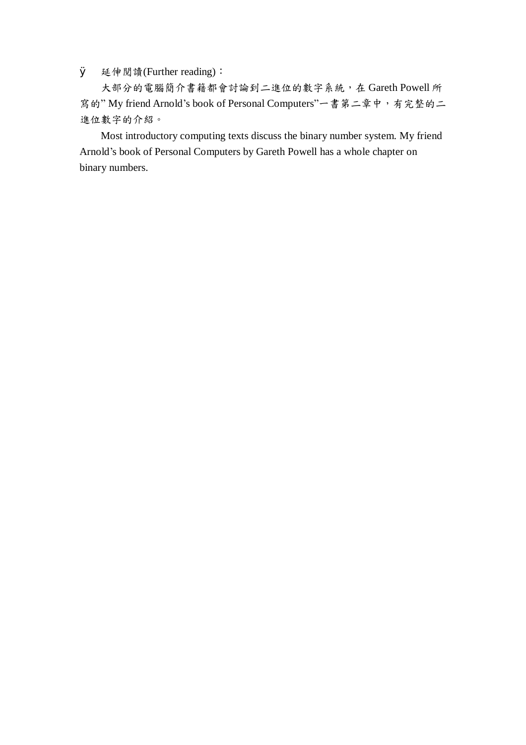ÿ 延伸閱讀(Further reading)：

大部分的電腦簡介書籍都會討論到二進位的數字系統，在 Gareth Powell 所寫的" My friend Arnold's book of Personal Computers"一書第二章中，有完整的二進位數字的介紹。

Most introductory computing texts discuss the binary number system. My friend Arnold's book of Personal Computers by Gareth Powell has a whole chapter on binary numbers.